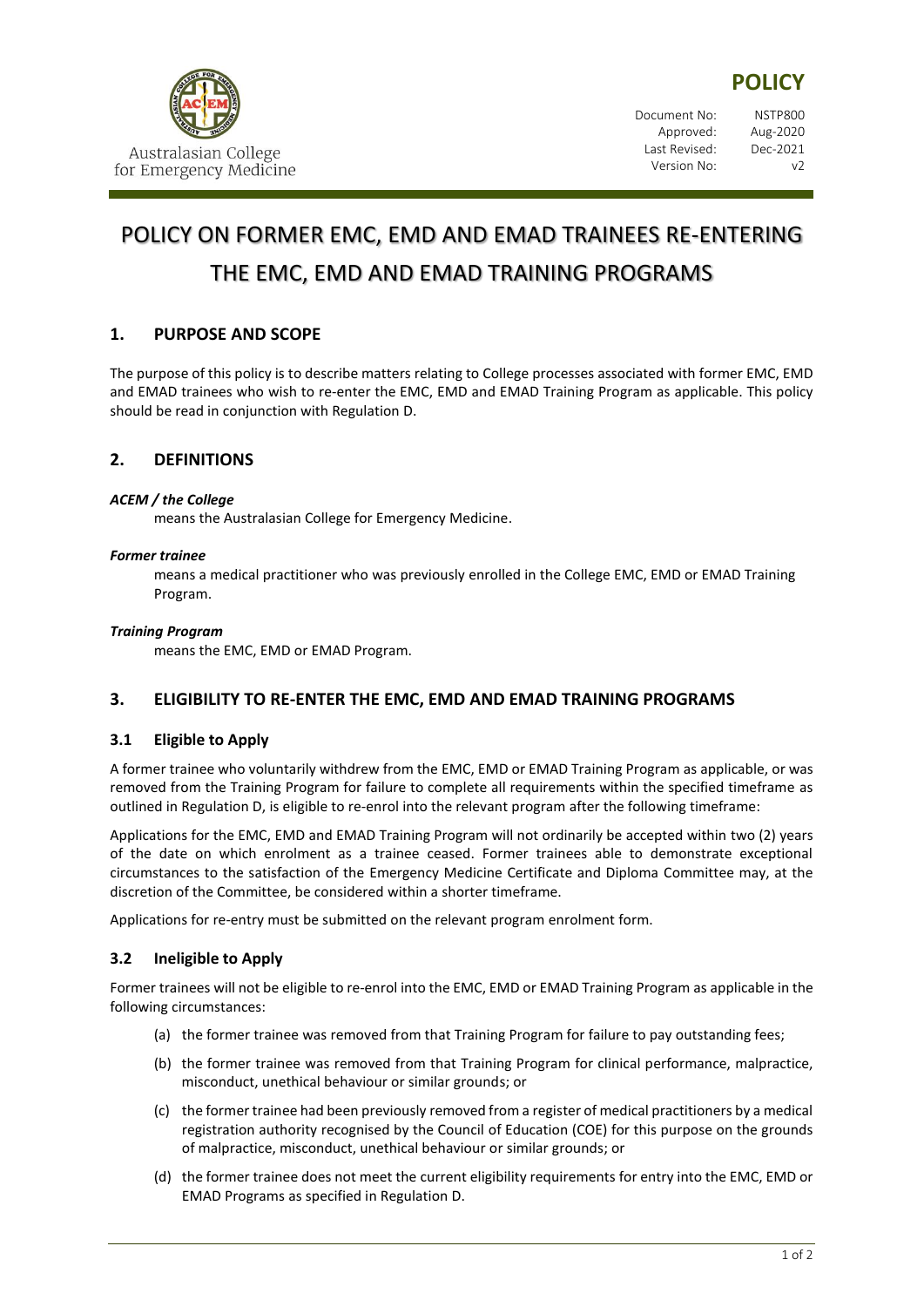Australasian College for Emergency Medicine

**POLICY**

| | |
|---|---|
| Document No: | NSTP800 |
| Approved: | Aug-2020 |
| Last Revised: | Dec-2021 |
| Version No: | v2 |

# POLICY ON FORMER EMC, EMD AND EMAD TRAINEES RE-ENTERING THE EMC, EMD AND EMAD TRAINING PROGRAMS

## 1. PURPOSE AND SCOPE

The purpose of this policy is to describe matters relating to College processes associated with former EMC, EMD and EMAD trainees who wish to re-enter the EMC, EMD and EMAD Training Program as applicable. This policy should be read in conjunction with Regulation D.

## 2. DEFINITIONS

***ACEM / the College***

means the Australasian College for Emergency Medicine.

***Former trainee***

means a medical practitioner who was previously enrolled in the College EMC, EMD or EMAD Training Program.

***Training Program***

means the EMC, EMD or EMAD Program.

## 3. ELIGIBILITY TO RE-ENTER THE EMC, EMD AND EMAD TRAINING PROGRAMS

### 3.1 Eligible to Apply

A former trainee who voluntarily withdrew from the EMC, EMD or EMAD Training Program as applicable, or was removed from the Training Program for failure to complete all requirements within the specified timeframe as outlined in Regulation D, is eligible to re-enrol into the relevant program after the following timeframe:

Applications for the EMC, EMD and EMAD Training Program will not ordinarily be accepted within two (2) years of the date on which enrolment as a trainee ceased. Former trainees able to demonstrate exceptional circumstances to the satisfaction of the Emergency Medicine Certificate and Diploma Committee may, at the discretion of the Committee, be considered within a shorter timeframe.

Applications for re-entry must be submitted on the relevant program enrolment form.

### 3.2 Ineligible to Apply

Former trainees will not be eligible to re-enrol into the EMC, EMD or EMAD Training Program as applicable in the following circumstances:

(a) the former trainee was removed from that Training Program for failure to pay outstanding fees;

(b) the former trainee was removed from that Training Program for clinical performance, malpractice, misconduct, unethical behaviour or similar grounds; or

(c) the former trainee had been previously removed from a register of medical practitioners by a medical registration authority recognised by the Council of Education (COE) for this purpose on the grounds of malpractice, misconduct, unethical behaviour or similar grounds; or

(d) the former trainee does not meet the current eligibility requirements for entry into the EMC, EMD or EMAD Programs as specified in Regulation D.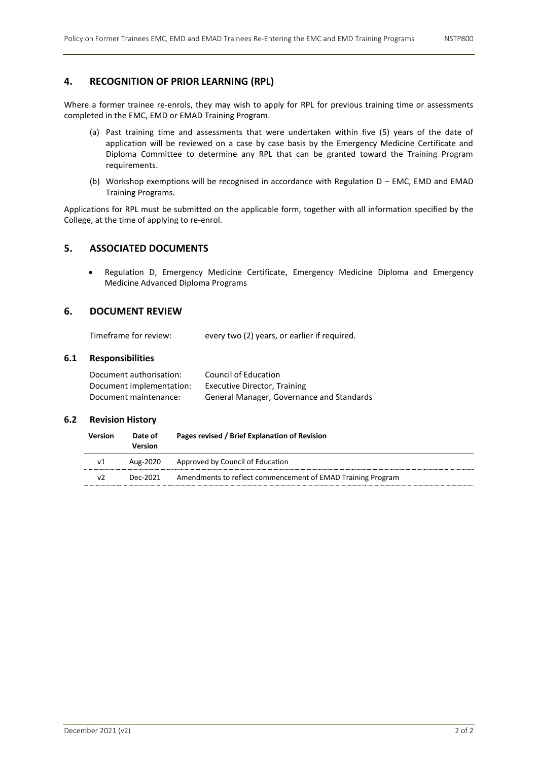## 4. RECOGNITION OF PRIOR LEARNING (RPL)

Where a former trainee re-enrols, they may wish to apply for RPL for previous training time or assessments completed in the EMC, EMD or EMAD Training Program.

(a) Past training time and assessments that were undertaken within five (5) years of the date of application will be reviewed on a case by case basis by the Emergency Medicine Certificate and Diploma Committee to determine any RPL that can be granted toward the Training Program requirements.

(b) Workshop exemptions will be recognised in accordance with Regulation D – EMC, EMD and EMAD Training Programs.

Applications for RPL must be submitted on the applicable form, together with all information specified by the College, at the time of applying to re-enrol.

## 5. ASSOCIATED DOCUMENTS

- Regulation D, Emergency Medicine Certificate, Emergency Medicine Diploma and Emergency Medicine Advanced Diploma Programs

## 6. DOCUMENT REVIEW

Timeframe for review: every two (2) years, or earlier if required.

### 6.1 Responsibilities

| | |
|---|---|
| Document authorisation: | Council of Education |
| Document implementation: | Executive Director, Training |
| Document maintenance: | General Manager, Governance and Standards |

### 6.2 Revision History

| Version | Date of Version | Pages revised / Brief Explanation of Revision |
|---|---|---|
| v1 | Aug-2020 | Approved by Council of Education |
| v2 | Dec-2021 | Amendments to reflect commencement of EMAD Training Program |